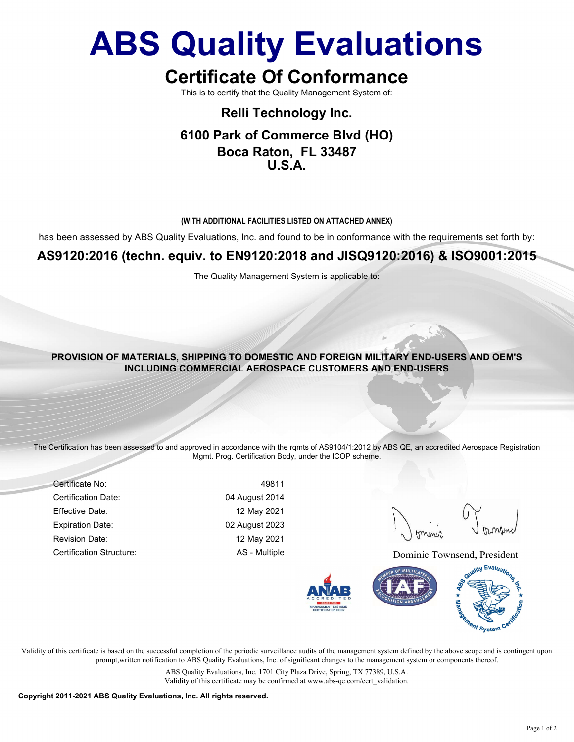# ABS Quality Evaluations

## Certificate Of Conformance

This is to certify that the Quality Management System of:

### Relli Technology Inc.

### 6100 Park of Commerce Blvd (HO)
### Boca Raton, FL 33487
### U.S.A.

**(WITH ADDITIONAL FACILITIES LISTED ON ATTACHED ANNEX)**

has been assessed by ABS Quality Evaluations, Inc. and found to be in conformance with the requirements set forth by:

### AS9120:2016 (techn. equiv. to EN9120:2018 and JISQ9120:2016) & ISO9001:2015

The Quality Management System is applicable to:

**PROVISION OF MATERIALS, SHIPPING TO DOMESTIC AND FOREIGN MILITARY END-USERS AND OEM'S INCLUDING COMMERCIAL AEROSPACE CUSTOMERS AND END-USERS**

The Certification has been assessed to and approved in accordance with the rqmts of AS9104/1:2012 by ABS QE, an accredited Aerospace Registration Mgmt. Prog. Certification Body, under the ICOP scheme.

| | |
|---|---|
| Certificate No: | 49811 |
| Certification Date: | 04 August 2014 |
| Effective Date: | 12 May 2021 |
| Expiration Date: | 02 August 2023 |
| Revision Date: | 12 May 2021 |
| Certification Structure: | AS - Multiple |

Dominic Townsend, President

Validity of this certificate is based on the successful completion of the periodic surveillance audits of the management system defined by the above scope and is contingent upon prompt,written notification to ABS Quality Evaluations, Inc. of significant changes to the management system or components thereof.

ABS Quality Evaluations, Inc. 1701 City Plaza Drive, Spring, TX 77389, U.S.A.
Validity of this certificate may be confirmed at www.abs-qe.com/cert_validation.

**Copyright 2011-2021 ABS Quality Evaluations, Inc. All rights reserved.**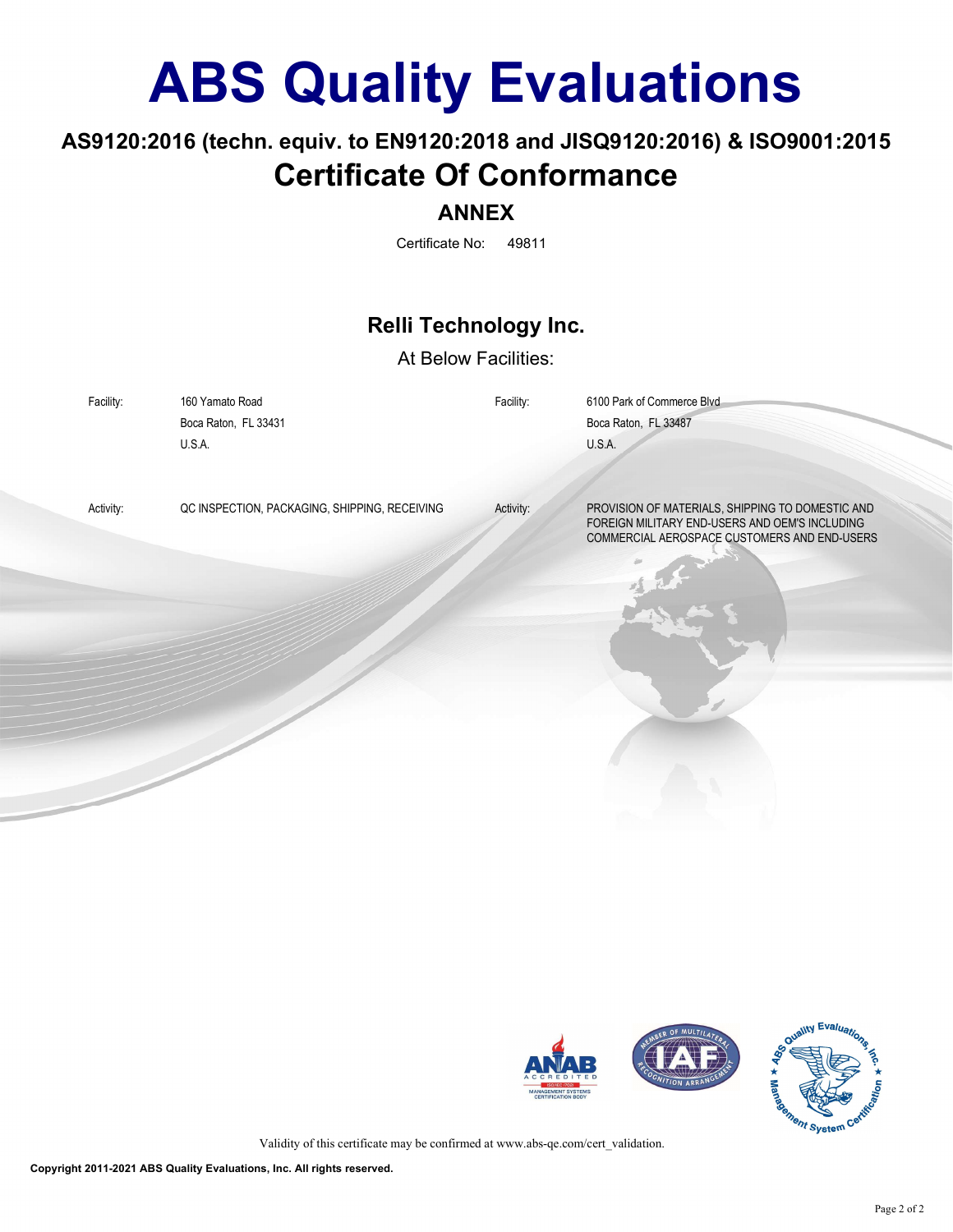# ABS Quality Evaluations

## AS9120:2016 (techn. equiv. to EN9120:2018 and JISQ9120:2016) & ISO9001:2015

## Certificate Of Conformance

### ANNEX

Certificate No: 49811

### Relli Technology Inc.

At Below Facilities:

| | | | |
|---|---|---|---|
| Facility: | 160 Yamato Road<br>Boca Raton, FL 33431<br>U.S.A. | Facility: | 6100 Park of Commerce Blvd<br>Boca Raton, FL 33487<br>U.S.A. |
| Activity: | QC INSPECTION, PACKAGING, SHIPPING, RECEIVING | Activity: | PROVISION OF MATERIALS, SHIPPING TO DOMESTIC AND FOREIGN MILITARY END-USERS AND OEM'S INCLUDING COMMERCIAL AEROSPACE CUSTOMERS AND END-USERS |

Validity of this certificate may be confirmed at www.abs-qe.com/cert_validation.

**Copyright 2011-2021 ABS Quality Evaluations, Inc. All rights reserved.**